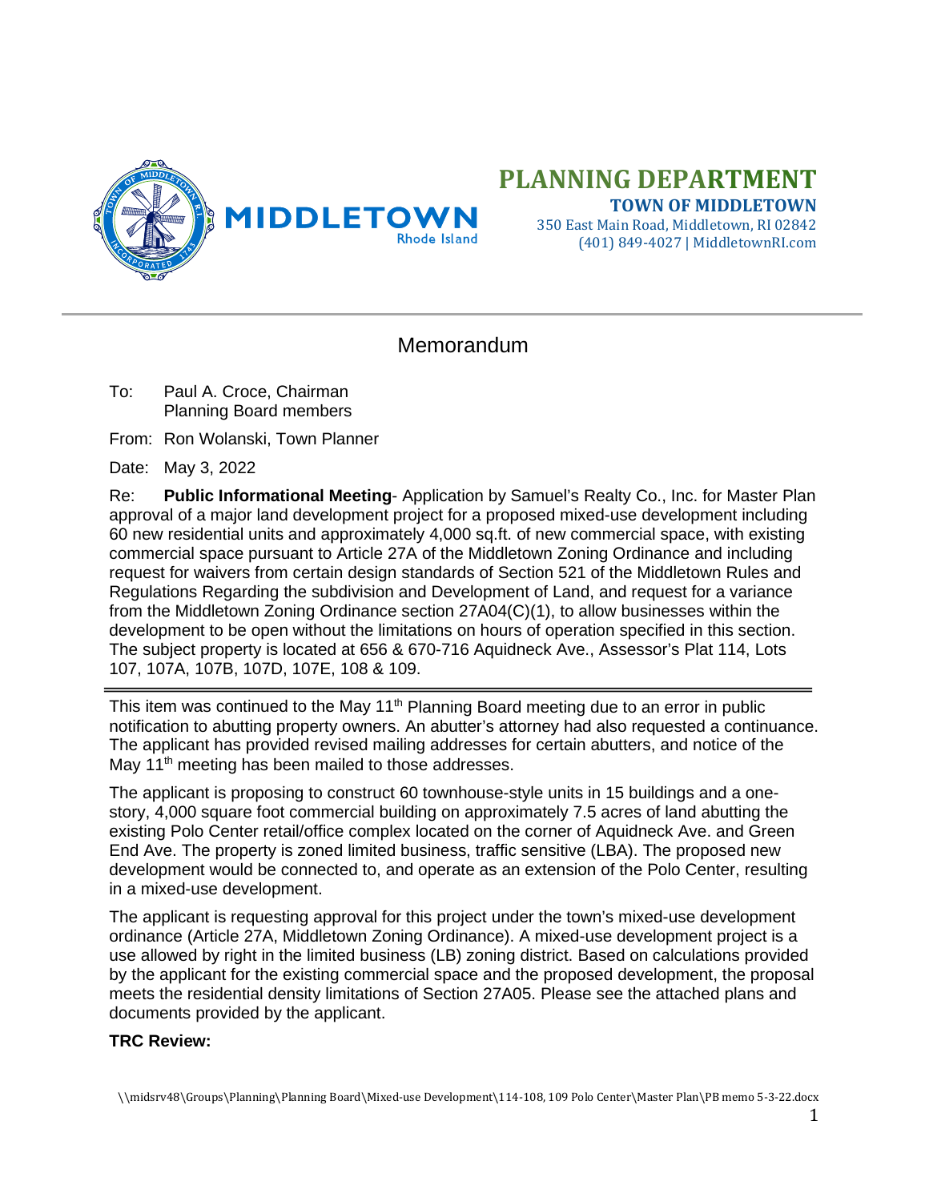# PLANNING DEPARTMENT

**TOWN OF MIDDLETOWN**
350 East Main Road, Middletown, RI 02842
(401) 849-4027 | MiddletownRI.com

---

## Memorandum

To: Paul A. Croce, Chairman
Planning Board members

From: Ron Wolanski, Town Planner

Date: May 3, 2022

Re: **Public Informational Meeting**- Application by Samuel's Realty Co., Inc. for Master Plan approval of a major land development project for a proposed mixed-use development including 60 new residential units and approximately 4,000 sq.ft. of new commercial space, with existing commercial space pursuant to Article 27A of the Middletown Zoning Ordinance and including request for waivers from certain design standards of Section 521 of the Middletown Rules and Regulations Regarding the subdivision and Development of Land, and request for a variance from the Middletown Zoning Ordinance section 27A04(C)(1), to allow businesses within the development to be open without the limitations on hours of operation specified in this section. The subject property is located at 656 & 670-716 Aquidneck Ave., Assessor's Plat 114, Lots 107, 107A, 107B, 107D, 107E, 108 & 109.

---

This item was continued to the May 11th Planning Board meeting due to an error in public notification to abutting property owners. An abutter's attorney had also requested a continuance. The applicant has provided revised mailing addresses for certain abutters, and notice of the May 11th meeting has been mailed to those addresses.

The applicant is proposing to construct 60 townhouse-style units in 15 buildings and a one-story, 4,000 square foot commercial building on approximately 7.5 acres of land abutting the existing Polo Center retail/office complex located on the corner of Aquidneck Ave. and Green End Ave. The property is zoned limited business, traffic sensitive (LBA). The proposed new development would be connected to, and operate as an extension of the Polo Center, resulting in a mixed-use development.

The applicant is requesting approval for this project under the town's mixed-use development ordinance (Article 27A, Middletown Zoning Ordinance). A mixed-use development project is a use allowed by right in the limited business (LB) zoning district. Based on calculations provided by the applicant for the existing commercial space and the proposed development, the proposal meets the residential density limitations of Section 27A05. Please see the attached plans and documents provided by the applicant.

**TRC Review:**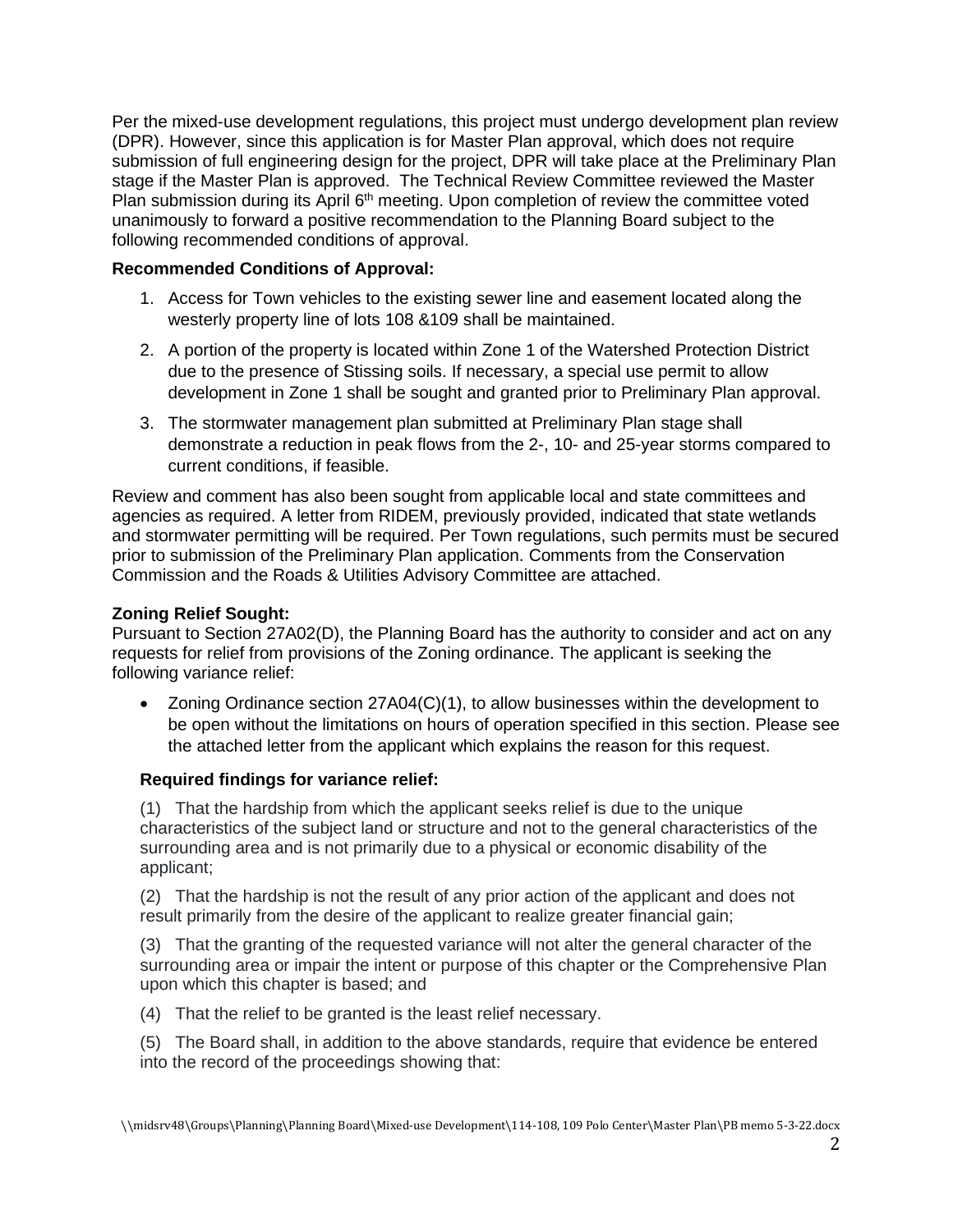Per the mixed-use development regulations, this project must undergo development plan review (DPR). However, since this application is for Master Plan approval, which does not require submission of full engineering design for the project, DPR will take place at the Preliminary Plan stage if the Master Plan is approved. The Technical Review Committee reviewed the Master Plan submission during its April 6th meeting. Upon completion of review the committee voted unanimously to forward a positive recommendation to the Planning Board subject to the following recommended conditions of approval.

**Recommended Conditions of Approval:**

1. Access for Town vehicles to the existing sewer line and easement located along the westerly property line of lots 108 &109 shall be maintained.
2. A portion of the property is located within Zone 1 of the Watershed Protection District due to the presence of Stissing soils. If necessary, a special use permit to allow development in Zone 1 shall be sought and granted prior to Preliminary Plan approval.
3. The stormwater management plan submitted at Preliminary Plan stage shall demonstrate a reduction in peak flows from the 2-, 10- and 25-year storms compared to current conditions, if feasible.

Review and comment has also been sought from applicable local and state committees and agencies as required. A letter from RIDEM, previously provided, indicated that state wetlands and stormwater permitting will be required. Per Town regulations, such permits must be secured prior to submission of the Preliminary Plan application. Comments from the Conservation Commission and the Roads & Utilities Advisory Committee are attached.

**Zoning Relief Sought:**

Pursuant to Section 27A02(D), the Planning Board has the authority to consider and act on any requests for relief from provisions of the Zoning ordinance. The applicant is seeking the following variance relief:

- Zoning Ordinance section 27A04(C)(1), to allow businesses within the development to be open without the limitations on hours of operation specified in this section. Please see the attached letter from the applicant which explains the reason for this request.

**Required findings for variance relief:**

(1) That the hardship from which the applicant seeks relief is due to the unique characteristics of the subject land or structure and not to the general characteristics of the surrounding area and is not primarily due to a physical or economic disability of the applicant;

(2) That the hardship is not the result of any prior action of the applicant and does not result primarily from the desire of the applicant to realize greater financial gain;

(3) That the granting of the requested variance will not alter the general character of the surrounding area or impair the intent or purpose of this chapter or the Comprehensive Plan upon which this chapter is based; and

(4) That the relief to be granted is the least relief necessary.

(5) The Board shall, in addition to the above standards, require that evidence be entered into the record of the proceedings showing that: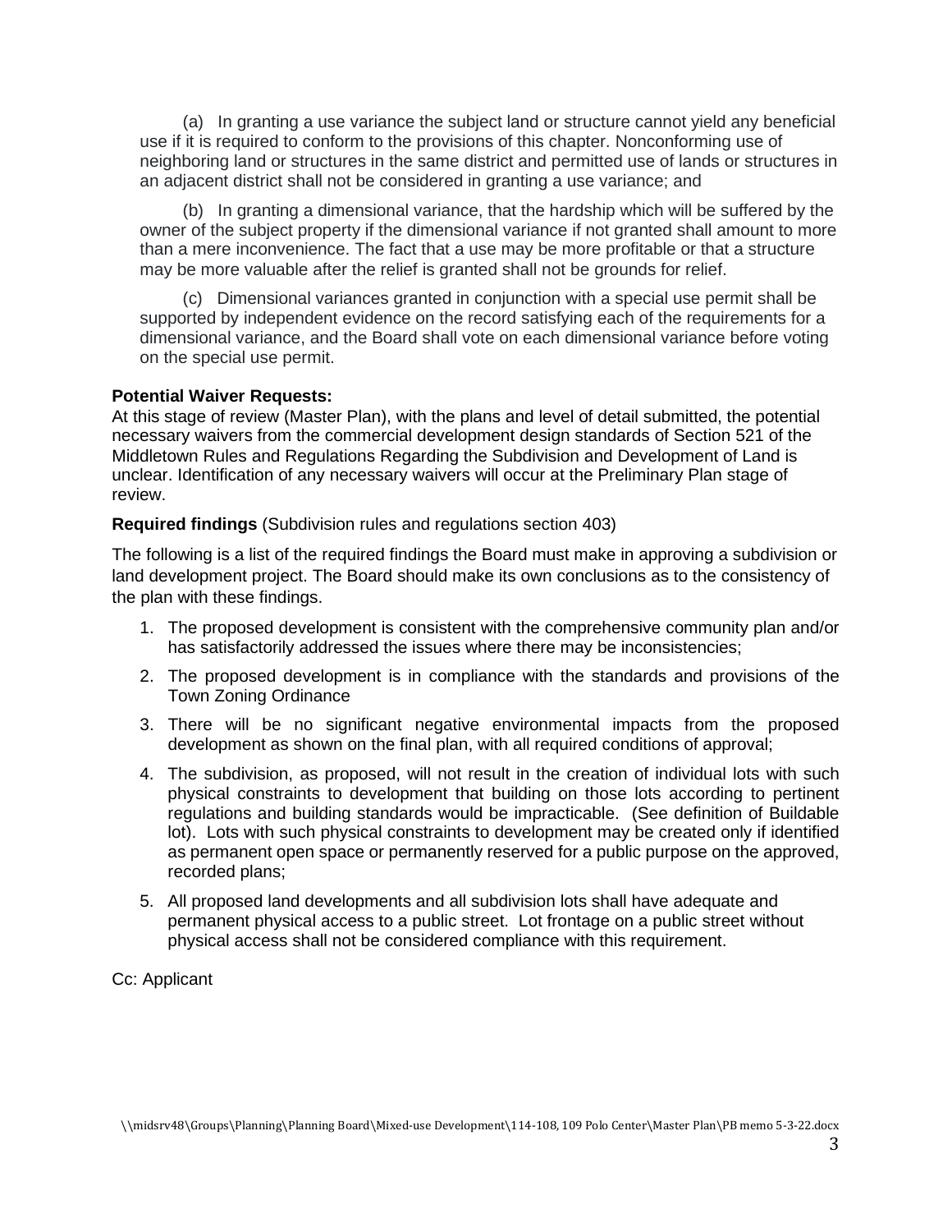(a) In granting a use variance the subject land or structure cannot yield any beneficial use if it is required to conform to the provisions of this chapter. Nonconforming use of neighboring land or structures in the same district and permitted use of lands or structures in an adjacent district shall not be considered in granting a use variance; and

(b) In granting a dimensional variance, that the hardship which will be suffered by the owner of the subject property if the dimensional variance if not granted shall amount to more than a mere inconvenience. The fact that a use may be more profitable or that a structure may be more valuable after the relief is granted shall not be grounds for relief.

(c) Dimensional variances granted in conjunction with a special use permit shall be supported by independent evidence on the record satisfying each of the requirements for a dimensional variance, and the Board shall vote on each dimensional variance before voting on the special use permit.

**Potential Waiver Requests:**
At this stage of review (Master Plan), with the plans and level of detail submitted, the potential necessary waivers from the commercial development design standards of Section 521 of the Middletown Rules and Regulations Regarding the Subdivision and Development of Land is unclear. Identification of any necessary waivers will occur at the Preliminary Plan stage of review.

**Required findings** (Subdivision rules and regulations section 403)

The following is a list of the required findings the Board must make in approving a subdivision or land development project. The Board should make its own conclusions as to the consistency of the plan with these findings.

1. The proposed development is consistent with the comprehensive community plan and/or has satisfactorily addressed the issues where there may be inconsistencies;
2. The proposed development is in compliance with the standards and provisions of the Town Zoning Ordinance
3. There will be no significant negative environmental impacts from the proposed development as shown on the final plan, with all required conditions of approval;
4. The subdivision, as proposed, will not result in the creation of individual lots with such physical constraints to development that building on those lots according to pertinent regulations and building standards would be impracticable. (See definition of Buildable lot). Lots with such physical constraints to development may be created only if identified as permanent open space or permanently reserved for a public purpose on the approved, recorded plans;
5. All proposed land developments and all subdivision lots shall have adequate and permanent physical access to a public street. Lot frontage on a public street without physical access shall not be considered compliance with this requirement.

Cc: Applicant

\\midsrv48\Groups\Planning\Planning Board\Mixed-use Development\114-108, 109 Polo Center\Master Plan\PB memo 5-3-22.docx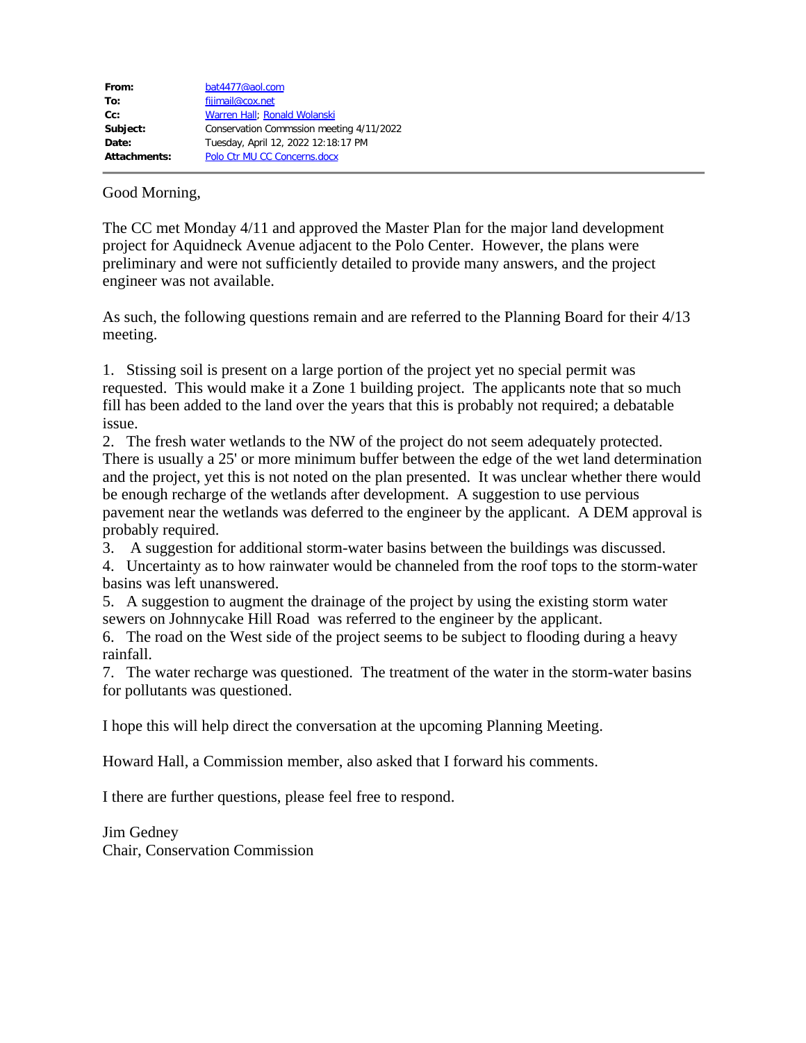| | |
|---|---|
| **From:** | bat4477@aol.com |
| **To:** | fijimail@cox.net |
| **Cc:** | Warren Hall; Ronald Wolanski |
| **Subject:** | Conservation Commssion meeting 4/11/2022 |
| **Date:** | Tuesday, April 12, 2022 12:18:17 PM |
| **Attachments:** | Polo Ctr MU CC Concerns.docx |

Good Morning,

The CC met Monday 4/11 and approved the Master Plan for the major land development project for Aquidneck Avenue adjacent to the Polo Center. However, the plans were preliminary and were not sufficiently detailed to provide many answers, and the project engineer was not available.

As such, the following questions remain and are referred to the Planning Board for their 4/13 meeting.

1. Stissing soil is present on a large portion of the project yet no special permit was requested. This would make it a Zone 1 building project. The applicants note that so much fill has been added to the land over the years that this is probably not required; a debatable issue.
2. The fresh water wetlands to the NW of the project do not seem adequately protected. There is usually a 25' or more minimum buffer between the edge of the wet land determination and the project, yet this is not noted on the plan presented. It was unclear whether there would be enough recharge of the wetlands after development. A suggestion to use pervious pavement near the wetlands was deferred to the engineer by the applicant. A DEM approval is probably required.
3. A suggestion for additional storm-water basins between the buildings was discussed.
4. Uncertainty as to how rainwater would be channeled from the roof tops to the storm-water basins was left unanswered.
5. A suggestion to augment the drainage of the project by using the existing storm water sewers on Johnnycake Hill Road was referred to the engineer by the applicant.
6. The road on the West side of the project seems to be subject to flooding during a heavy rainfall.
7. The water recharge was questioned. The treatment of the water in the storm-water basins for pollutants was questioned.

I hope this will help direct the conversation at the upcoming Planning Meeting.

Howard Hall, a Commission member, also asked that I forward his comments.

I there are further questions, please feel free to respond.

Jim Gedney
Chair, Conservation Commission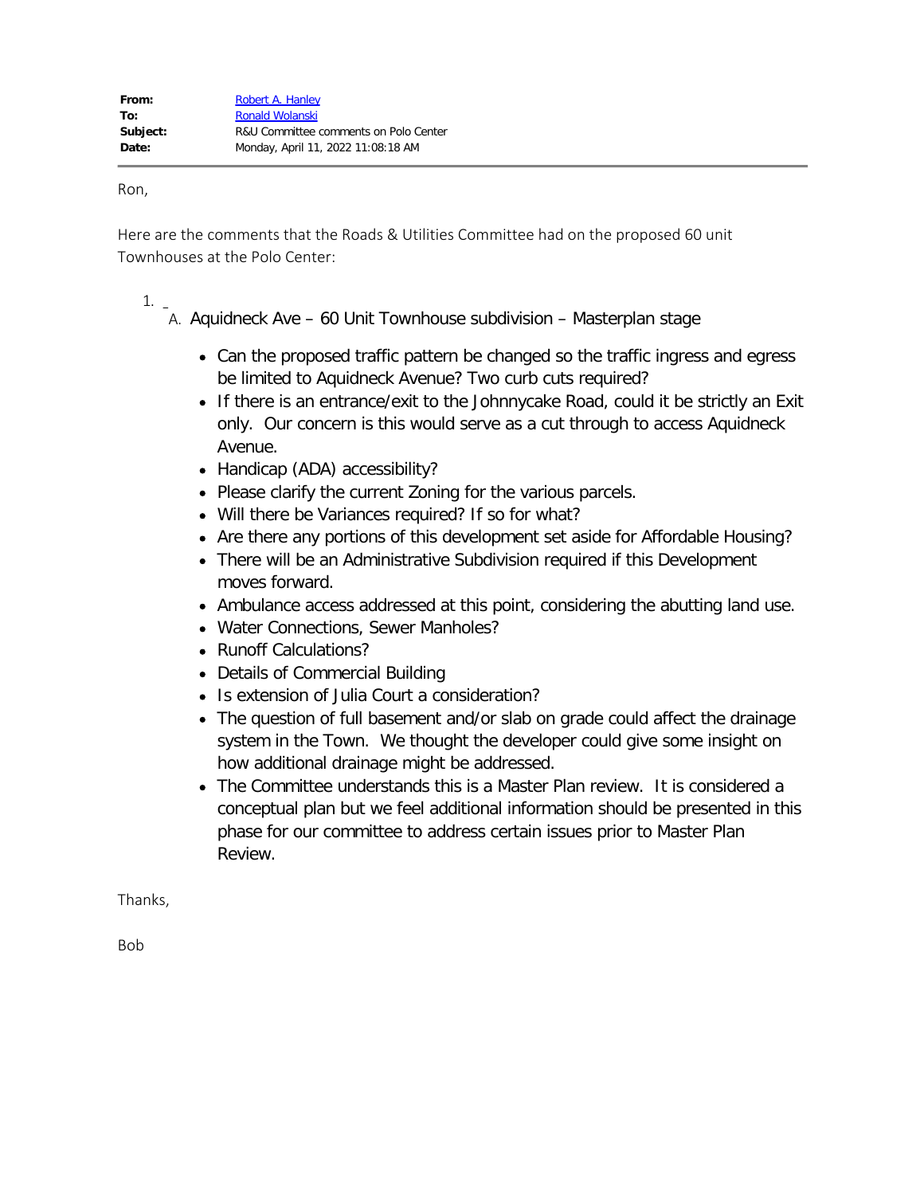**From:** Robert A. Hanley
**To:** Ronald Wolanski
**Subject:** R&U Committee comments on Polo Center
**Date:** Monday, April 11, 2022 11:08:18 AM

---

Ron,

Here are the comments that the Roads & Utilities Committee had on the proposed 60 unit Townhouses at the Polo Center:

1.
   A. Aquidneck Ave – 60 Unit Townhouse subdivision – Masterplan stage

      - Can the proposed traffic pattern be changed so the traffic ingress and egress be limited to Aquidneck Avenue? Two curb cuts required?
      - If there is an entrance/exit to the Johnnycake Road, could it be strictly an Exit only. Our concern is this would serve as a cut through to access Aquidneck Avenue.
      - Handicap (ADA) accessibility?
      - Please clarify the current Zoning for the various parcels.
      - Will there be Variances required? If so for what?
      - Are there any portions of this development set aside for Affordable Housing?
      - There will be an Administrative Subdivision required if this Development moves forward.
      - Ambulance access addressed at this point, considering the abutting land use.
      - Water Connections, Sewer Manholes?
      - Runoff Calculations?
      - Details of Commercial Building
      - Is extension of Julia Court a consideration?
      - The question of full basement and/or slab on grade could affect the drainage system in the Town. We thought the developer could give some insight on how additional drainage might be addressed.
      - The Committee understands this is a Master Plan review. It is considered a conceptual plan but we feel additional information should be presented in this phase for our committee to address certain issues prior to Master Plan Review.

Thanks,

Bob